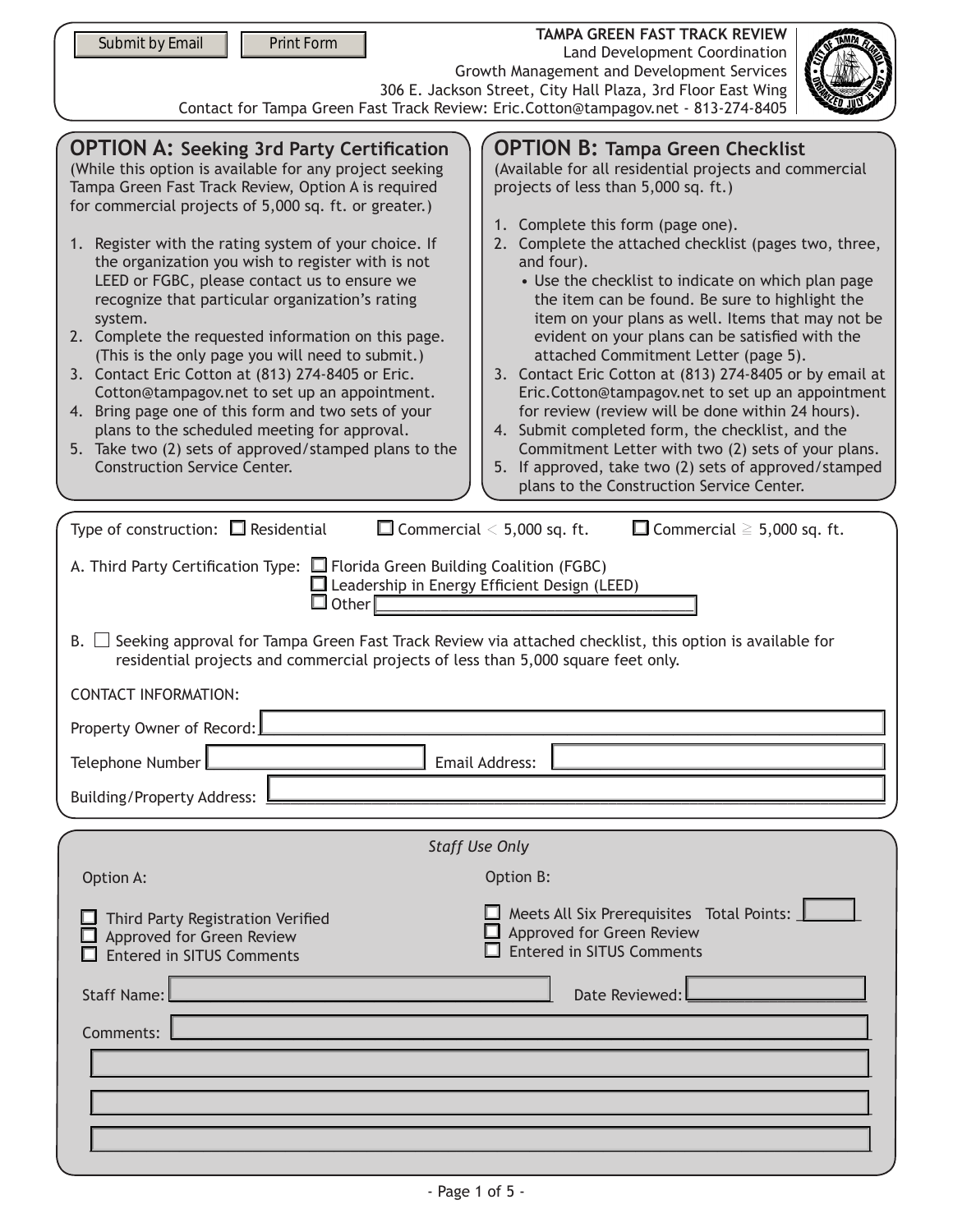Submit by Email | Print Form

**TAMPA GREEN FAST TRACK REVIEW**
Land Development Coordination
Growth Management and Development Services
306 E. Jackson Street, City Hall Plaza, 3rd Floor East Wing
Contact for Tampa Green Fast Track Review: Eric.Cotton@tampagov.net - 813-274-8405

## OPTION A: Seeking 3rd Party Certification

(While this option is available for any project seeking Tampa Green Fast Track Review, Option A is required for commercial projects of 5,000 sq. ft. or greater.)

1. Register with the rating system of your choice. If the organization you wish to register with is not LEED or FGBC, please contact us to ensure we recognize that particular organization's rating system.
2. Complete the requested information on this page. (This is the only page you will need to submit.)
3. Contact Eric Cotton at (813) 274-8405 or Eric.Cotton@tampagov.net to set up an appointment.
4. Bring page one of this form and two sets of your plans to the scheduled meeting for approval.
5. Take two (2) sets of approved/stamped plans to the Construction Service Center.

## OPTION B: Tampa Green Checklist

(Available for all residential projects and commercial projects of less than 5,000 sq. ft.)

1. Complete this form (page one).
2. Complete the attached checklist (pages two, three, and four).
   - Use the checklist to indicate on which plan page the item can be found. Be sure to highlight the item on your plans as well. Items that may not be evident on your plans can be satisfied with the attached Commitment Letter (page 5).
3. Contact Eric Cotton at (813) 274-8405 or by email at Eric.Cotton@tampagov.net to set up an appointment for review (review will be done within 24 hours).
4. Submit completed form, the checklist, and the Commitment Letter with two (2) sets of your plans.
5. If approved, take two (2) sets of approved/stamped plans to the Construction Service Center.

---

Type of construction: ☐ Residential ☐ Commercial < 5,000 sq. ft. ☐ Commercial ≧ 5,000 sq. ft.

A. Third Party Certification Type:
- ☐ Florida Green Building Coalition (FGBC)
- ☐ Leadership in Energy Efficient Design (LEED)
- ☐ Other ____________

B. ☐ Seeking approval for Tampa Green Fast Track Review via attached checklist, this option is available for residential projects and commercial projects of less than 5,000 square feet only.

CONTACT INFORMATION:

Property Owner of Record: ____________

Telephone Number ____________ Email Address: ____________

Building/Property Address: ____________

---

*Staff Use Only*

Option A:
- ☐ Third Party Registration Verified
- ☐ Approved for Green Review
- ☐ Entered in SITUS Comments

Option B:
- ☐ Meets All Six Prerequisites Total Points: ____
- ☐ Approved for Green Review
- ☐ Entered in SITUS Comments

Staff Name: ____________ Date Reviewed: ____________

Comments: ____________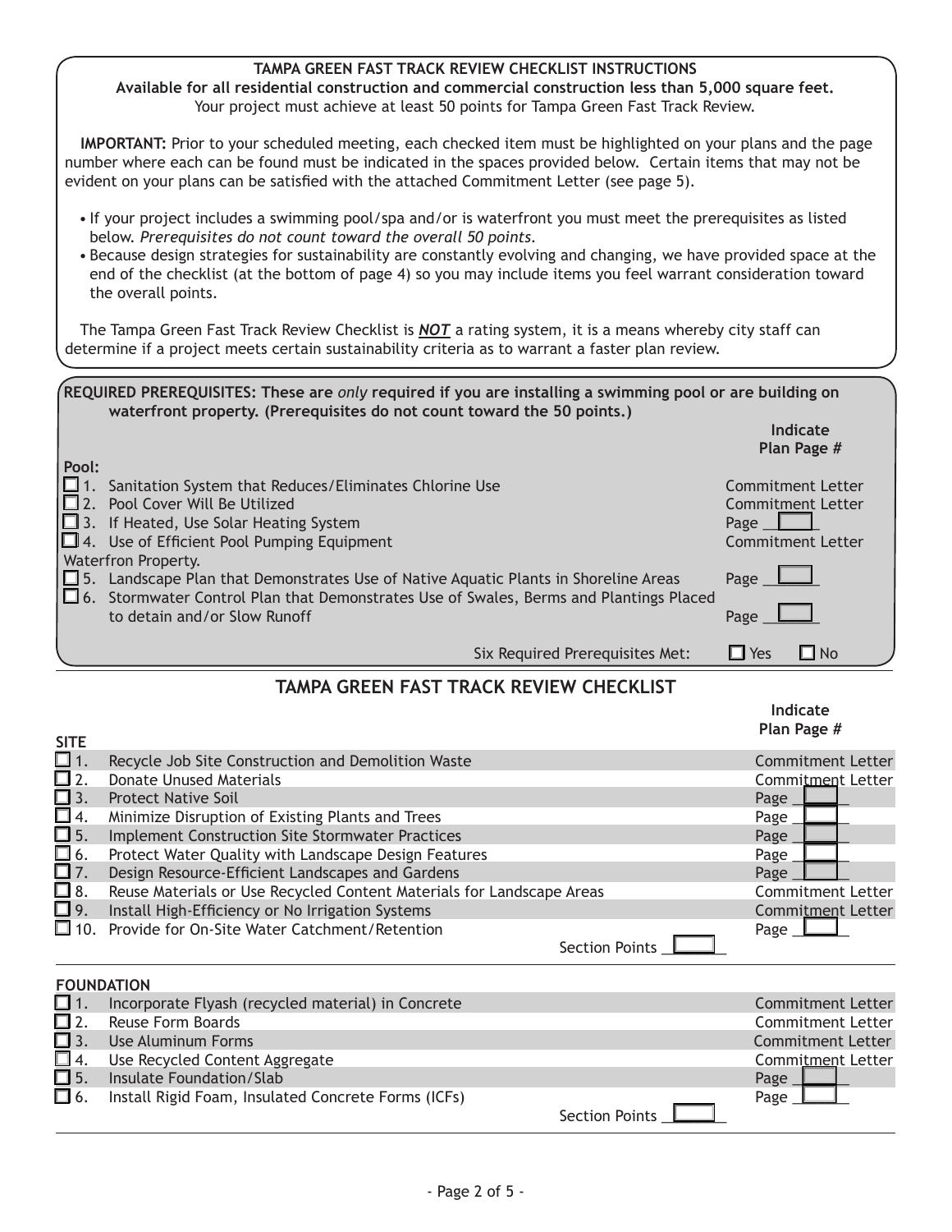**TAMPA GREEN FAST TRACK REVIEW CHECKLIST INSTRUCTIONS**

**Available for all residential construction and commercial construction less than 5,000 square feet.**

Your project must achieve at least 50 points for Tampa Green Fast Track Review.

**IMPORTANT:** Prior to your scheduled meeting, each checked item must be highlighted on your plans and the page number where each can be found must be indicated in the spaces provided below. Certain items that may not be evident on your plans can be satisfied with the attached Commitment Letter (see page 5).

- If your project includes a swimming pool/spa and/or is waterfront you must meet the prerequisites as listed below. *Prerequisites do not count toward the overall 50 points.*
- Because design strategies for sustainability are constantly evolving and changing, we have provided space at the end of the checklist (at the bottom of page 4) so you may include items you feel warrant consideration toward the overall points.

The Tampa Green Fast Track Review Checklist is ***NOT*** a rating system, it is a means whereby city staff can determine if a project meets certain sustainability criteria as to warrant a faster plan review.

**REQUIRED PREREQUISITES: These are *only* required if you are installing a swimming pool or are building on waterfront property. (Prerequisites do not count toward the 50 points.)**

| | Item | Indicate Plan Page # |
|---|---|---|
| **Pool:** | | |
| ☐ 1. | Sanitation System that Reduces/Eliminates Chlorine Use | Commitment Letter |
| ☐ 2. | Pool Cover Will Be Utilized | Commitment Letter |
| ☐ 3. | If Heated, Use Solar Heating System | Page ____ |
| ☐ 4. | Use of Efficient Pool Pumping Equipment | Commitment Letter |
| Waterfron Property. | | |
| ☐ 5. | Landscape Plan that Demonstrates Use of Native Aquatic Plants in Shoreline Areas | Page ____ |
| ☐ 6. | Stormwater Control Plan that Demonstrates Use of Swales, Berms and Plantings Placed to detain and/or Slow Runoff | Page ____ |
| | Six Required Prerequisites Met: | ☐ Yes ☐ No |

## TAMPA GREEN FAST TRACK REVIEW CHECKLIST

| **SITE** | | Indicate Plan Page # |
|---|---|---|
| ☐ 1. | Recycle Job Site Construction and Demolition Waste | Commitment Letter |
| ☐ 2. | Donate Unused Materials | Commitment Letter |
| ☐ 3. | Protect Native Soil | Page ____ |
| ☐ 4. | Minimize Disruption of Existing Plants and Trees | Page ____ |
| ☐ 5. | Implement Construction Site Stormwater Practices | Page ____ |
| ☐ 6. | Protect Water Quality with Landscape Design Features | Page ____ |
| ☐ 7. | Design Resource-Efficient Landscapes and Gardens | Page ____ |
| ☐ 8. | Reuse Materials or Use Recycled Content Materials for Landscape Areas | Commitment Letter |
| ☐ 9. | Install High-Efficiency or No Irrigation Systems | Commitment Letter |
| ☐ 10. | Provide for On-Site Water Catchment/Retention | Page ____ |
| | Section Points ____ | |

| **FOUNDATION** | | |
|---|---|---|
| ☐ 1. | Incorporate Flyash (recycled material) in Concrete | Commitment Letter |
| ☐ 2. | Reuse Form Boards | Commitment Letter |
| ☐ 3. | Use Aluminum Forms | Commitment Letter |
| ☐ 4. | Use Recycled Content Aggregate | Commitment Letter |
| ☐ 5. | Insulate Foundation/Slab | Page ____ |
| ☐ 6. | Install Rigid Foam, Insulated Concrete Forms (ICFs) | Page ____ |
| | Section Points ____ | |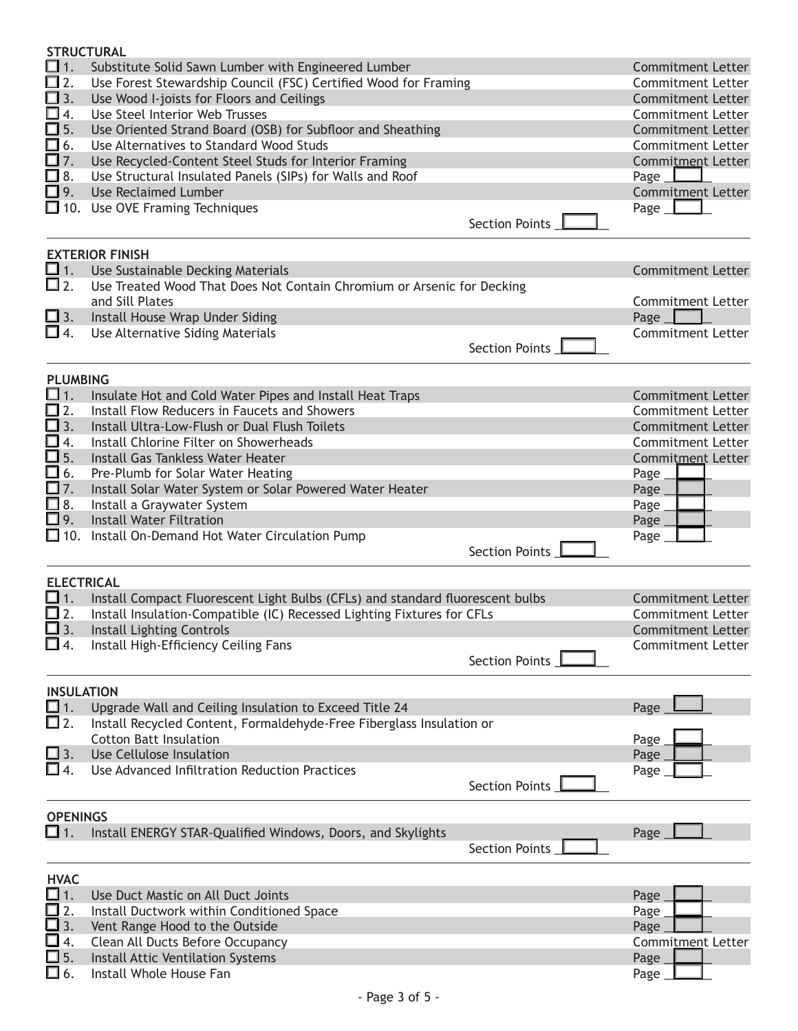## STRUCTURAL

- ☐ 1. Substitute Solid Sawn Lumber with Engineered Lumber — Commitment Letter
- ☐ 2. Use Forest Stewardship Council (FSC) Certified Wood for Framing — Commitment Letter
- ☐ 3. Use Wood I-joists for Floors and Ceilings — Commitment Letter
- ☐ 4. Use Steel Interior Web Trusses — Commitment Letter
- ☐ 5. Use Oriented Strand Board (OSB) for Subfloor and Sheathing — Commitment Letter
- ☐ 6. Use Alternatives to Standard Wood Studs — Commitment Letter
- ☐ 7. Use Recycled-Content Steel Studs for Interior Framing — Commitment Letter
- ☐ 8. Use Structural Insulated Panels (SIPs) for Walls and Roof — Page ____
- ☐ 9. Use Reclaimed Lumber — Commitment Letter
- ☐ 10. Use OVE Framing Techniques — Page ____

Section Points ____

## EXTERIOR FINISH

- ☐ 1. Use Sustainable Decking Materials — Commitment Letter
- ☐ 2. Use Treated Wood That Does Not Contain Chromium or Arsenic for Decking and Sill Plates — Commitment Letter
- ☐ 3. Install House Wrap Under Siding — Page ____
- ☐ 4. Use Alternative Siding Materials — Commitment Letter

Section Points ____

## PLUMBING

- ☐ 1. Insulate Hot and Cold Water Pipes and Install Heat Traps — Commitment Letter
- ☐ 2. Install Flow Reducers in Faucets and Showers — Commitment Letter
- ☐ 3. Install Ultra-Low-Flush or Dual Flush Toilets — Commitment Letter
- ☐ 4. Install Chlorine Filter on Showerheads — Commitment Letter
- ☐ 5. Install Gas Tankless Water Heater — Commitment Letter
- ☐ 6. Pre-Plumb for Solar Water Heating — Page ____
- ☐ 7. Install Solar Water System or Solar Powered Water Heater — Page ____
- ☐ 8. Install a Graywater System — Page ____
- ☐ 9. Install Water Filtration — Page ____
- ☐ 10. Install On-Demand Hot Water Circulation Pump — Page ____

Section Points ____

## ELECTRICAL

- ☐ 1. Install Compact Fluorescent Light Bulbs (CFLs) and standard fluorescent bulbs — Commitment Letter
- ☐ 2. Install Insulation-Compatible (IC) Recessed Lighting Fixtures for CFLs — Commitment Letter
- ☐ 3. Install Lighting Controls — Commitment Letter
- ☐ 4. Install High-Efficiency Ceiling Fans — Commitment Letter

Section Points ____

## INSULATION

- ☐ 1. Upgrade Wall and Ceiling Insulation to Exceed Title 24 — Page ____
- ☐ 2. Install Recycled Content, Formaldehyde-Free Fiberglass Insulation or Cotton Batt Insulation — Page ____
- ☐ 3. Use Cellulose Insulation — Page ____
- ☐ 4. Use Advanced Infiltration Reduction Practices — Page ____

Section Points ____

## OPENINGS

- ☐ 1. Install ENERGY STAR-Qualified Windows, Doors, and Skylights — Page ____

Section Points ____

## HVAC

- ☐ 1. Use Duct Mastic on All Duct Joints — Page ____
- ☐ 2. Install Ductwork within Conditioned Space — Page ____
- ☐ 3. Vent Range Hood to the Outside — Page ____
- ☐ 4. Clean All Ducts Before Occupancy — Commitment Letter
- ☐ 5. Install Attic Ventilation Systems — Page ____
- ☐ 6. Install Whole House Fan — Page ____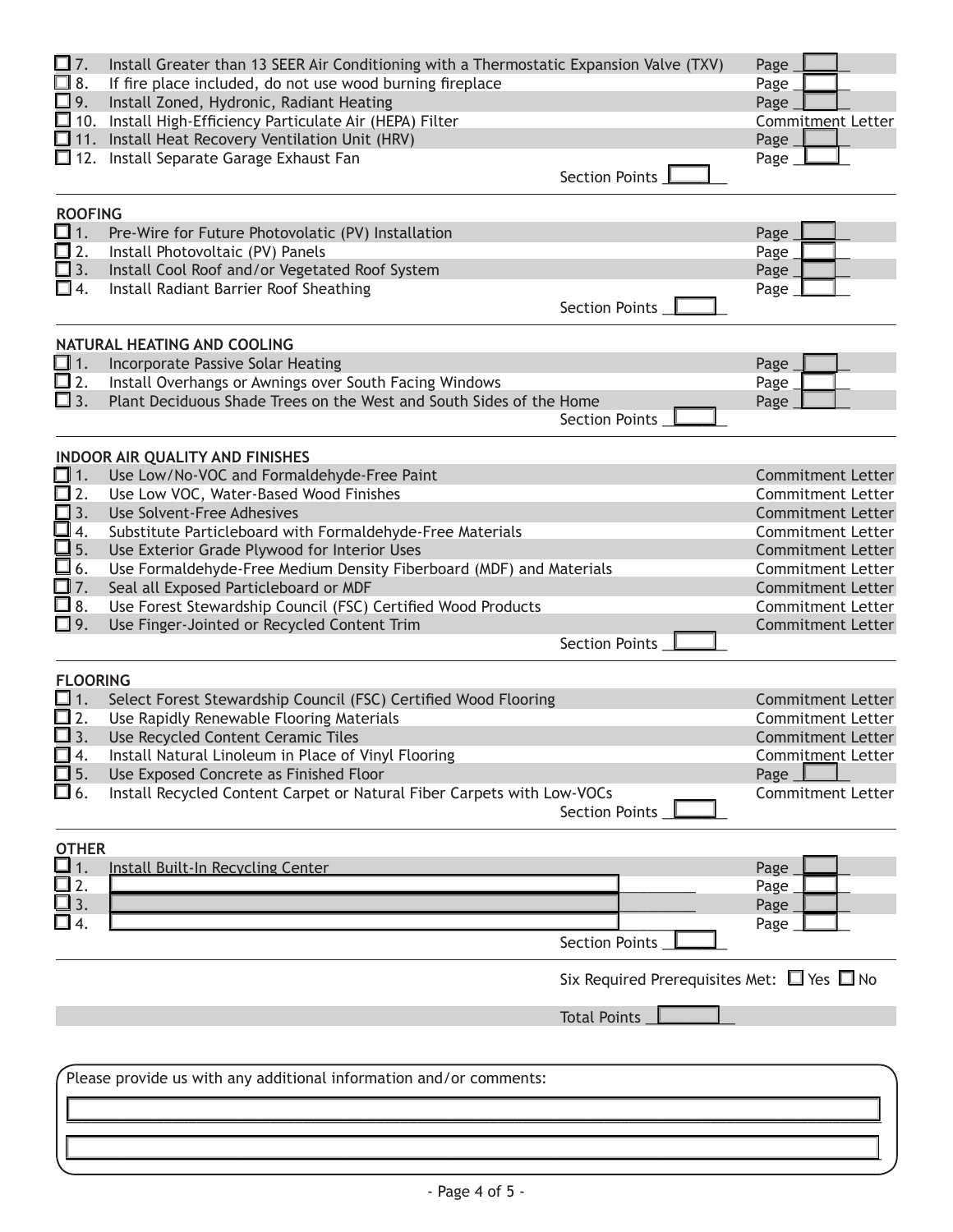- ☐ 7. Install Greater than 13 SEER Air Conditioning with a Thermostatic Expansion Valve (TXV) — Page ____
- ☐ 8. If fire place included, do not use wood burning fireplace — Page ____
- ☐ 9. Install Zoned, Hydronic, Radiant Heating — Page ____
- ☐ 10. Install High-Efficiency Particulate Air (HEPA) Filter — Commitment Letter
- ☐ 11. Install Heat Recovery Ventilation Unit (HRV) — Page ____
- ☐ 12. Install Separate Garage Exhaust Fan — Page ____

Section Points ____

## ROOFING

- ☐ 1. Pre-Wire for Future Photovolatic (PV) Installation — Page ____
- ☐ 2. Install Photovoltaic (PV) Panels — Page ____
- ☐ 3. Install Cool Roof and/or Vegetated Roof System — Page ____
- ☐ 4. Install Radiant Barrier Roof Sheathing — Page ____

Section Points ____

## NATURAL HEATING AND COOLING

- ☐ 1. Incorporate Passive Solar Heating — Page ____
- ☐ 2. Install Overhangs or Awnings over South Facing Windows — Page ____
- ☐ 3. Plant Deciduous Shade Trees on the West and South Sides of the Home — Page ____

Section Points ____

## INDOOR AIR QUALITY AND FINISHES

- ☐ 1. Use Low/No-VOC and Formaldehyde-Free Paint — Commitment Letter
- ☐ 2. Use Low VOC, Water-Based Wood Finishes — Commitment Letter
- ☐ 3. Use Solvent-Free Adhesives — Commitment Letter
- ☐ 4. Substitute Particleboard with Formaldehyde-Free Materials — Commitment Letter
- ☐ 5. Use Exterior Grade Plywood for Interior Uses — Commitment Letter
- ☐ 6. Use Formaldehyde-Free Medium Density Fiberboard (MDF) and Materials — Commitment Letter
- ☐ 7. Seal all Exposed Particleboard or MDF — Commitment Letter
- ☐ 8. Use Forest Stewardship Council (FSC) Certified Wood Products — Commitment Letter
- ☐ 9. Use Finger-Jointed or Recycled Content Trim — Commitment Letter

Section Points ____

## FLOORING

- ☐ 1. Select Forest Stewardship Council (FSC) Certified Wood Flooring — Commitment Letter
- ☐ 2. Use Rapidly Renewable Flooring Materials — Commitment Letter
- ☐ 3. Use Recycled Content Ceramic Tiles — Commitment Letter
- ☐ 4. Install Natural Linoleum in Place of Vinyl Flooring — Commitment Letter
- ☐ 5. Use Exposed Concrete as Finished Floor — Page ____
- ☐ 6. Install Recycled Content Carpet or Natural Fiber Carpets with Low-VOCs — Commitment Letter

Section Points ____

## OTHER

- ☐ 1. Install Built-In Recycling Center — Page ____
- ☐ 2. ____________________ — Page ____
- ☐ 3. ____________________ — Page ____
- ☐ 4. ____________________ — Page ____

Section Points ____

Six Required Prerequisites Met: ☐ Yes ☐ No

Total Points ____

Please provide us with any additional information and/or comments:

____________________

____________________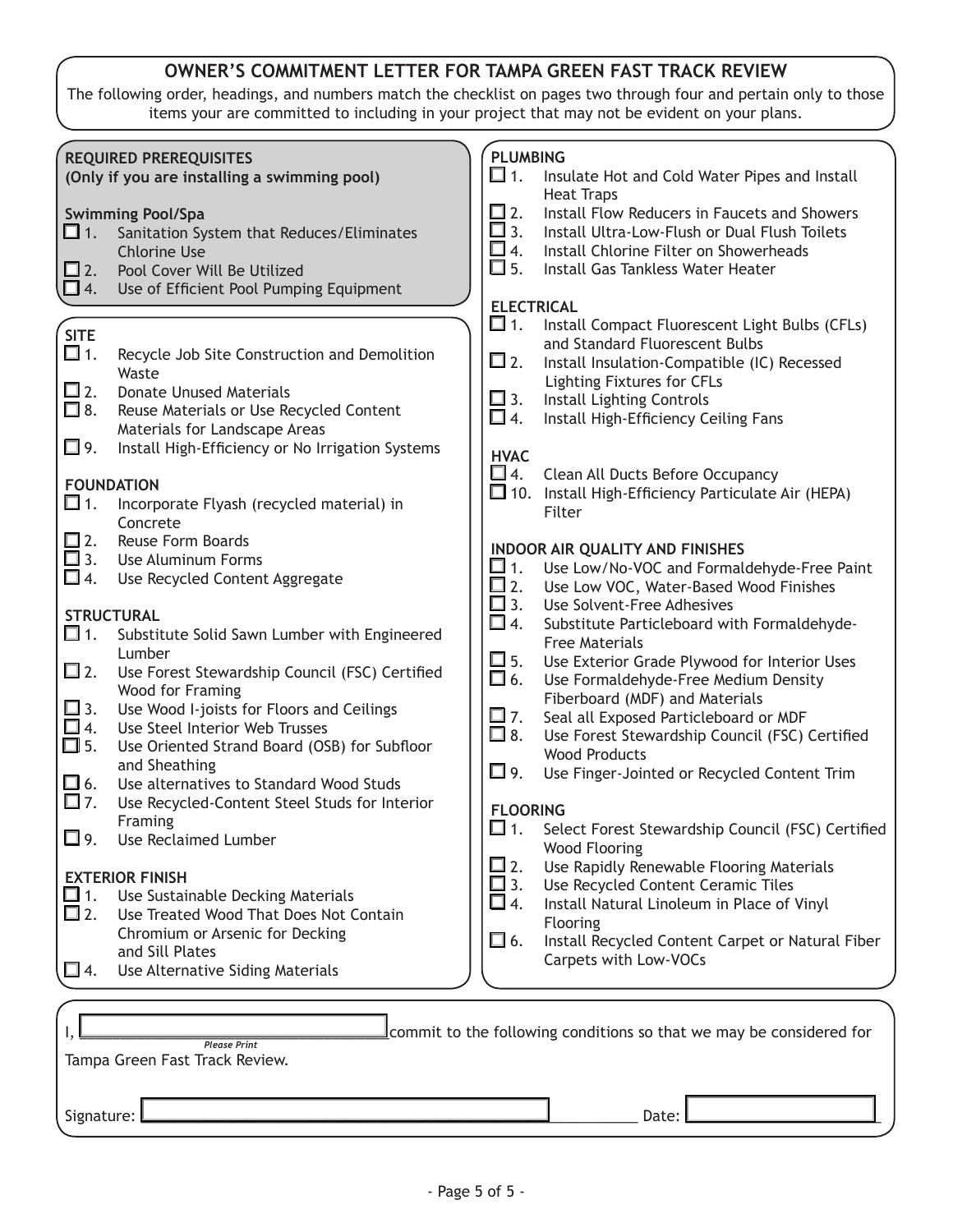## OWNER'S COMMITMENT LETTER FOR TAMPA GREEN FAST TRACK REVIEW

The following order, headings, and numbers match the checklist on pages two through four and pertain only to those items your are committed to including in your project that may not be evident on your plans.

**REQUIRED PREREQUISITES**
**(Only if you are installing a swimming pool)**

**Swimming Pool/Spa**

- ☐ 1. Sanitation System that Reduces/Eliminates Chlorine Use
- ☐ 2. Pool Cover Will Be Utilized
- ☐ 4. Use of Efficient Pool Pumping Equipment

**SITE**

- ☐ 1. Recycle Job Site Construction and Demolition Waste
- ☐ 2. Donate Unused Materials
- ☐ 8. Reuse Materials or Use Recycled Content Materials for Landscape Areas
- ☐ 9. Install High-Efficiency or No Irrigation Systems

**FOUNDATION**

- ☐ 1. Incorporate Flyash (recycled material) in Concrete
- ☐ 2. Reuse Form Boards
- ☐ 3. Use Aluminum Forms
- ☐ 4. Use Recycled Content Aggregate

**STRUCTURAL**

- ☐ 1. Substitute Solid Sawn Lumber with Engineered Lumber
- ☐ 2. Use Forest Stewardship Council (FSC) Certified Wood for Framing
- ☐ 3. Use Wood I-joists for Floors and Ceilings
- ☐ 4. Use Steel Interior Web Trusses
- ☐ 5. Use Oriented Strand Board (OSB) for Subfloor and Sheathing
- ☐ 6. Use alternatives to Standard Wood Studs
- ☐ 7. Use Recycled-Content Steel Studs for Interior Framing
- ☐ 9. Use Reclaimed Lumber

**EXTERIOR FINISH**

- ☐ 1. Use Sustainable Decking Materials
- ☐ 2. Use Treated Wood That Does Not Contain Chromium or Arsenic for Decking and Sill Plates
- ☐ 4. Use Alternative Siding Materials

**PLUMBING**

- ☐ 1. Insulate Hot and Cold Water Pipes and Install Heat Traps
- ☐ 2. Install Flow Reducers in Faucets and Showers
- ☐ 3. Install Ultra-Low-Flush or Dual Flush Toilets
- ☐ 4. Install Chlorine Filter on Showerheads
- ☐ 5. Install Gas Tankless Water Heater

**ELECTRICAL**

- ☐ 1. Install Compact Fluorescent Light Bulbs (CFLs) and Standard Fluorescent Bulbs
- ☐ 2. Install Insulation-Compatible (IC) Recessed Lighting Fixtures for CFLs
- ☐ 3. Install Lighting Controls
- ☐ 4. Install High-Efficiency Ceiling Fans

**HVAC**

- ☐ 4. Clean All Ducts Before Occupancy
- ☐ 10. Install High-Efficiency Particulate Air (HEPA) Filter

**INDOOR AIR QUALITY AND FINISHES**

- ☐ 1. Use Low/No-VOC and Formaldehyde-Free Paint
- ☐ 2. Use Low VOC, Water-Based Wood Finishes
- ☐ 3. Use Solvent-Free Adhesives
- ☐ 4. Substitute Particleboard with Formaldehyde-Free Materials
- ☐ 5. Use Exterior Grade Plywood for Interior Uses
- ☐ 6. Use Formaldehyde-Free Medium Density Fiberboard (MDF) and Materials
- ☐ 7. Seal all Exposed Particleboard or MDF
- ☐ 8. Use Forest Stewardship Council (FSC) Certified Wood Products
- ☐ 9. Use Finger-Jointed or Recycled Content Trim

**FLOORING**

- ☐ 1. Select Forest Stewardship Council (FSC) Certified Wood Flooring
- ☐ 2. Use Rapidly Renewable Flooring Materials
- ☐ 3. Use Recycled Content Ceramic Tiles
- ☐ 4. Install Natural Linoleum in Place of Vinyl Flooring
- ☐ 6. Install Recycled Content Carpet or Natural Fiber Carpets with Low-VOCs

I, ______________________________ commit to the following conditions so that we may be considered for Tampa Green Fast Track Review.
*Please Print*

Signature: ______________________________ Date: ______________